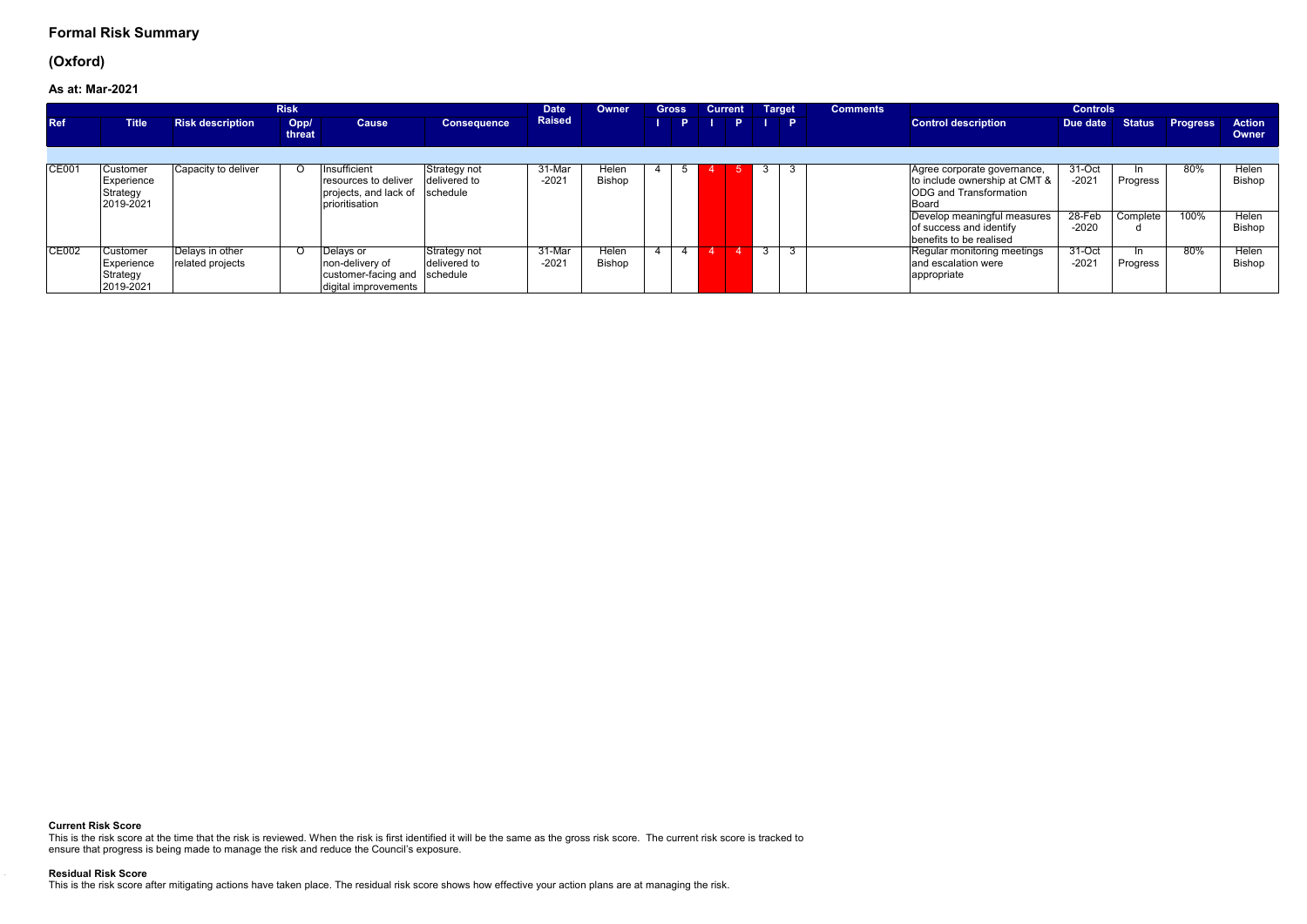## Formal Risk Summary

## (Oxford)

### As at: Mar-2021

| Risk | | | | | | Date Raised | Owner | Gross | | Current | | Target | | Comments | Controls | | | | |
|---|---|---|---|---|---|---|---|---|---|---|---|---|---|---|---|---|---|---|---|
| Ref | Title | Risk description | Opp/ threat | Cause | Consequence | | | I | P | I | P | I | P | | Control description | Due date | Status | Progress | Action Owner |
| CE001 | Customer Experience Strategy 2019-2021 | Capacity to deliver | O | Insufficient resources to deliver projects, and lack of prioritisation | Strategy not delivered to schedule | 31-Mar -2021 | Helen Bishop | 4 | 5 | 4 | 5 | 3 | 3 | | Agree corporate governance, to include ownership at CMT & ODG and Transformation Board | 31-Oct -2021 | In Progress | 80% | Helen Bishop |
| | | | | | | | | | | | | | | | Develop meaningful measures of success and identify benefits to be realised | 28-Feb -2020 | Completed | 100% | Helen Bishop |
| CE002 | Customer Experience Strategy 2019-2021 | Delays in other related projects | O | Delays or non-delivery of customer-facing and digital improvements | Strategy not delivered to schedule | 31-Mar -2021 | Helen Bishop | 4 | 4 | 4 | 4 | 3 | 3 | | Regular monitoring meetings and escalation were appropriate | 31-Oct -2021 | In Progress | 80% | Helen Bishop |

**Current Risk Score**
This is the risk score at the time that the risk is reviewed. When the risk is first identified it will be the same as the gross risk score. The current risk score is tracked to ensure that progress is being made to manage the risk and reduce the Council's exposure.

**Residual Risk Score**
This is the risk score after mitigating actions have taken place. The residual risk score shows how effective your action plans are at managing the risk.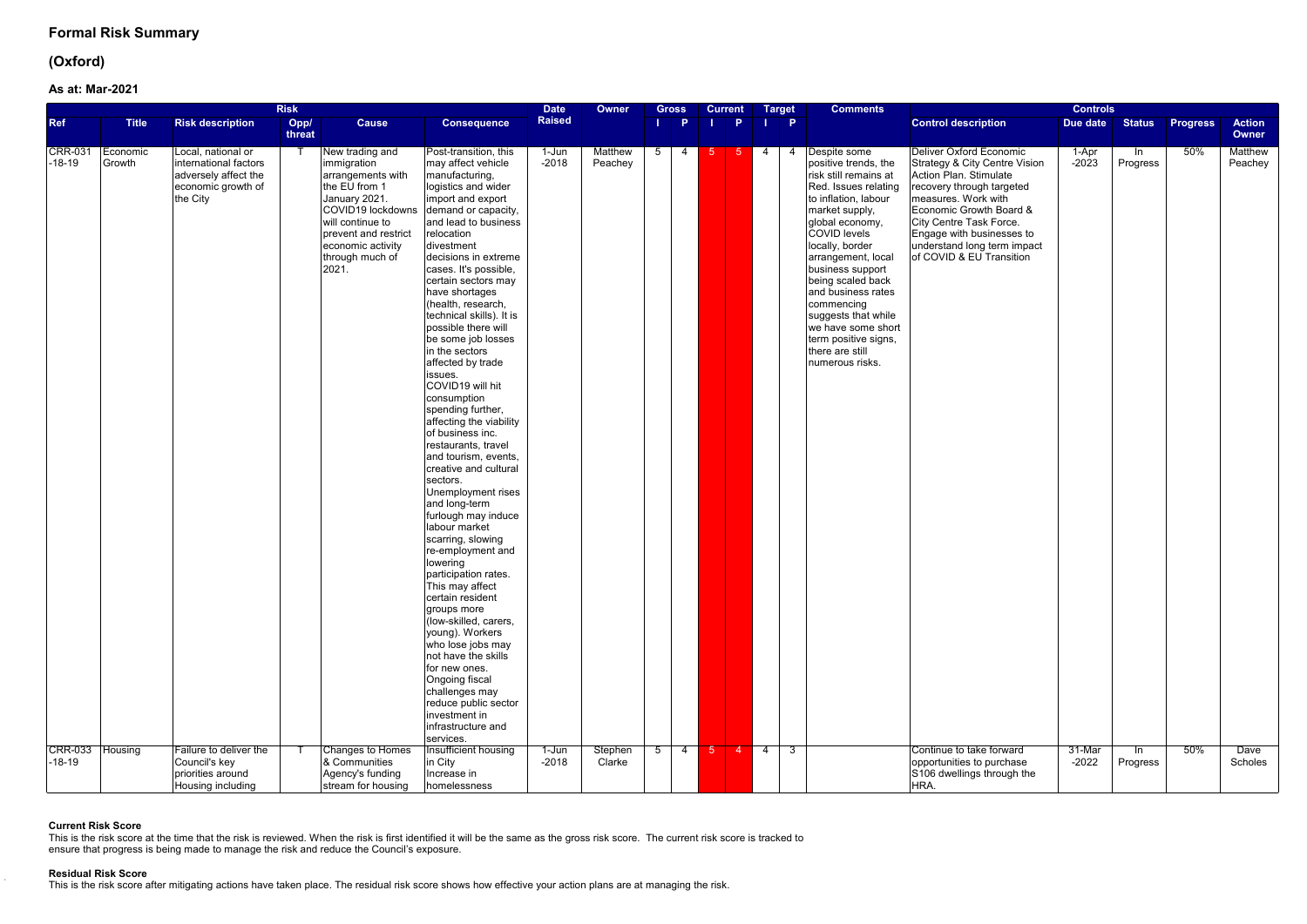## Formal Risk Summary

## (Oxford)

### As at: Mar-2021

| Risk | | | | | | Date Raised | Owner | Gross | | Current | | Target | | Comments | Controls | | | | |
|---|---|---|---|---|---|---|---|---|---|---|---|---|---|---|---|---|---|---|---|
| Ref | Title | Risk description | Opp/ threat | Cause | Consequence | | | I | P | I | P | I | P | | Control description | Due date | Status | Progress | Action Owner |
| CRR-031 -18-19 | Economic Growth | Local, national or international factors adversely affect the economic growth of the City | T | New trading and immigration arrangements with the EU from 1 January 2021. COVID19 lockdowns will continue to prevent and restrict economic activity through much of 2021. | Post-transition, this may affect vehicle manufacturing, logistics and wider import and export demand or capacity, and lead to business relocation divestment decisions in extreme cases. It's possible, certain sectors may have shortages (health, research, technical skills). It is possible there will be some job losses in the sectors affected by trade issues. COVID19 will hit consumption spending further, affecting the viability of business inc. restaurants, travel and tourism, events, creative and cultural sectors. Unemployment rises and long-term furlough may induce labour market scarring, slowing re-employment and lowering participation rates. This may affect certain resident groups more (low-skilled, carers, young). Workers who lose jobs may not have the skills for new ones. Ongoing fiscal challenges may reduce public sector investment in infrastructure and services. | 1-Jun -2018 | Matthew Peachey | 5 | 4 | 5 | 5 | 4 | 4 | Despite some positive trends, the risk still remains at Red. Issues relating to inflation, labour market supply, global economy, COVID levels locally, border arrangement, local business support being scaled back and business rates commencing suggests that while we have some short term positive signs, there are still numerous risks. | Deliver Oxford Economic Strategy & City Centre Vision Action Plan. Stimulate recovery through targeted measures. Work with Economic Growth Board & City Centre Task Force. Engage with businesses to understand long term impact of COVID & EU Transition | 1-Apr -2023 | In Progress | 50% | Matthew Peachey |
| CRR-033 -18-19 | Housing | Failure to deliver the Council's key priorities around Housing including | T | Changes to Homes & Communities Agency's funding stream for housing | Insufficient housing in City Increase in homelessness | 1-Jun -2018 | Stephen Clarke | 5 | 4 | 5 | 4 | 4 | 3 | | Continue to take forward opportunities to purchase S106 dwellings through the HRA. | 31-Mar -2022 | In Progress | 50% | Dave Scholes |

**Current Risk Score**

This is the risk score at the time that the risk is reviewed. When the risk is first identified it will be the same as the gross risk score. The current risk score is tracked to ensure that progress is being made to manage the risk and reduce the Council's exposure.

**Residual Risk Score**

This is the risk score after mitigating actions have taken place. The residual risk score shows how effective your action plans are at managing the risk.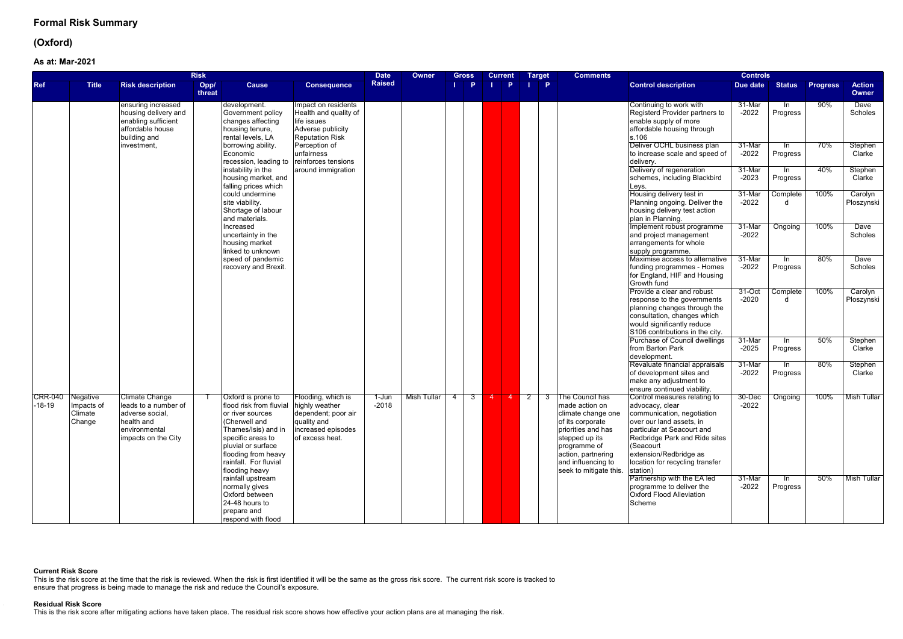# Formal Risk Summary

# (Oxford)

### As at: Mar-2021

| Risk | | | | | | Date Raised | Owner | Gross | | Current | | Target | | Comments | Controls | | | | |
|---|---|---|---|---|---|---|---|---|---|---|---|---|---|---|---|---|---|---|---|
| Ref | Title | Risk description | Opp/ threat | Cause | Consequence | | | I | P | I | P | I | P | | Control description | Due date | Status | Progress | Action Owner |
| | | ensuring increased housing delivery and enabling sufficient affordable house building and investment, | | development. Government policy changes affecting housing tenure, rental levels, LA borrowing ability. Economic recession, leading to instability in the housing market, and falling prices which could undermine site viability. Shortage of labour and materials. Increased uncertainty in the housing market linked to unknown speed of pandemic recovery and Brexit. | Impact on residents Health and quality of life issues Adverse publicity Reputation Risk Perception of unfairness reinforces tensions around immigration | | | | | | | | | | Continuing to work with Registerd Provider partners to enable supply of more affordable housing through s.106 | 31-Mar-2022 | In Progress | 90% | Dave Scholes |
| | | | | | | | | | | | | | | | Deliver OCHL business plan to increase scale and speed of delivery. | 31-Mar-2022 | In Progress | 70% | Stephen Clarke |
| | | | | | | | | | | | | | | | Delivery of regeneration schemes, including Blackbird Leys. | 31-Mar-2023 | In Progress | 40% | Stephen Clarke |
| | | | | | | | | | | | | | | | Housing delivery test in Planning ongoing. Deliver the housing delivery test action plan in Planning. | 31-Mar-2022 | Completed | 100% | Carolyn Ploszynski |
| | | | | | | | | | | | | | | | Implement robust programme and project management arrangements for whole supply programme. | 31-Mar-2022 | Ongoing | 100% | Dave Scholes |
| | | | | | | | | | | | | | | | Maximise access to alternative funding programmes - Homes for England, HIF and Housing Growth fund | 31-Mar-2022 | In Progress | 80% | Dave Scholes |
| | | | | | | | | | | | | | | | Provide a clear and robust response to the governments planning changes through the consultation, changes which would significantly reduce S106 contributions in the city. | 31-Oct-2020 | Completed | 100% | Carolyn Ploszynski |
| | | | | | | | | | | | | | | | Purchase of Council dwellings from Barton Park development. | 31-Mar-2025 | In Progress | 50% | Stephen Clarke |
| | | | | | | | | | | | | | | | Revaluate financial appraisals of development sites and make any adjustment to ensure continued viability. | 31-Mar-2022 | In Progress | 80% | Stephen Clarke |
| CRR-040-18-19 | Negative Impacts of Climate Change | Climate Change leads to a number of adverse social, health and environmental impacts on the City | T | Oxford is prone to flood risk from fluvial or river sources (Cherwell and Thames/Isis) and in specific areas to pluvial or surface flooding from heavy rainfall. For fluvial flooding heavy rainfall upstream normally gives Oxford between 24-48 hours to prepare and respond with flood | Flooding, which is highly weather dependent; poor air quality and increased episodes of excess heat. | 1-Jun-2018 | Mish Tullar | 4 | 3 | 4 | 4 | 2 | 3 | The Council has made action on climate change one of its corporate priorities and has stepped up its programme of action, partnering and influencing to seek to mitigate this. | Control measures relating to advocacy, clear communication, negotiation over our land assets, in particular at Seacourt and Redbridge Park and Ride sites (Seacourt extension/Redbridge as location for recycling transfer station) | 30-Dec-2022 | Ongoing | 100% | Mish Tullar |
| | | | | | | | | | | | | | | | Partnership with the EA led programme to deliver the Oxford Flood Alleviation Scheme | 31-Mar-2022 | In Progress | 50% | Mish Tullar |

**Current Risk Score**
This is the risk score at the time that the risk is reviewed. When the risk is first identified it will be the same as the gross risk score. The current risk score is tracked to ensure that progress is being made to manage the risk and reduce the Council's exposure.

**Residual Risk Score**
This is the risk score after mitigating actions have taken place. The residual risk score shows how effective your action plans are at managing the risk.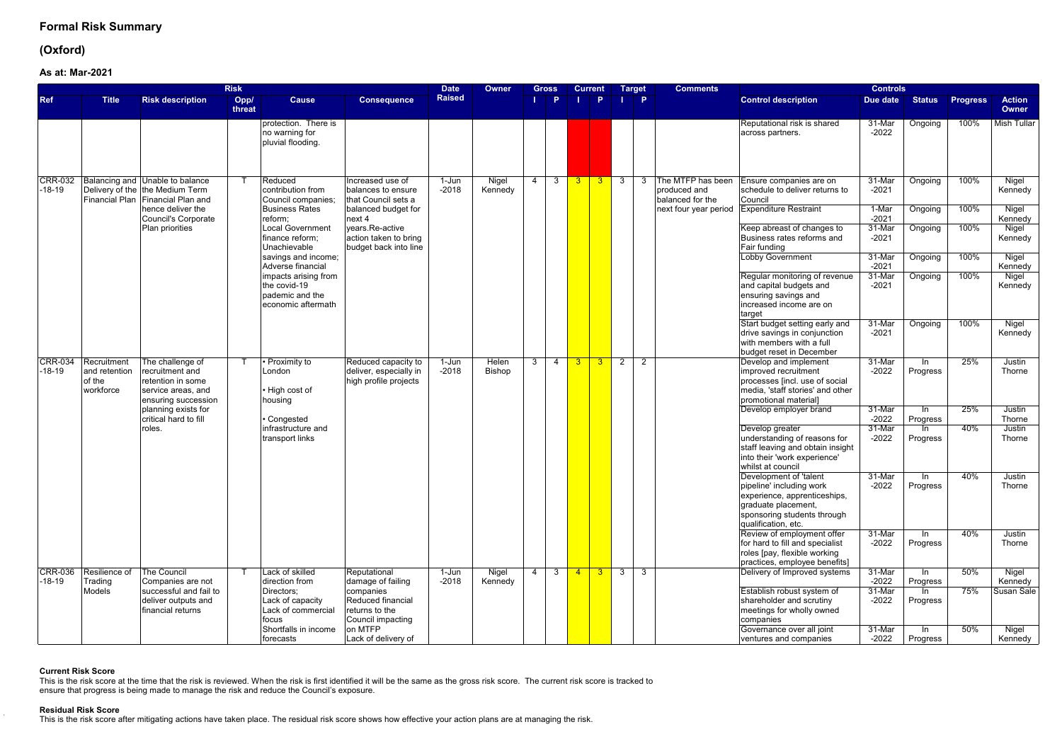## Formal Risk Summary

## (Oxford)

### As at: Mar-2021

| Risk | | | | | | Date Raised | Owner | Gross | | Current | | Target | | Comments | Controls | | | | |
|---|---|---|---|---|---|---|---|---|---|---|---|---|---|---|---|---|---|---|---|
| Ref | Title | Risk description | Opp/ threat | Cause | Consequence | | | I | P | I | P | I | P | | Control description | Due date | Status | Progress | Action Owner |
| | | | | protection. There is no warning for pluvial flooding. | | | | | | | | | | | Reputational risk is shared across partners. | 31-Mar -2022 | Ongoing | 100% | Mish Tullar |
| CRR-032 -18-19 | Balancing and Delivery of the Financial Plan | Unable to balance the Medium Term Financial Plan and hence deliver the Council's Corporate Plan priorities | T | Reduced contribution from Council companies; Business Rates reform; Local Government finance reform; Unachievable savings and income; Adverse financial impacts arising from the covid-19 pademic and the economic aftermath | Increased use of balances to ensure that Council sets a balanced budget for next 4 years.Re-active action taken to bring budget back into line | 1-Jun -2018 | Nigel Kennedy | 4 | 3 | 3 | 3 | 3 | 3 | The MTFP has been produced and balanced for the next four year period | Ensure companies are on schedule to deliver returns to Council | 31-Mar -2021 | Ongoing | 100% | Nigel Kennedy |
| | | | | | | | | | | | | | | | Expenditure Restraint | 1-Mar -2021 | Ongoing | 100% | Nigel Kennedy |
| | | | | | | | | | | | | | | | Keep abreast of changes to Business rates reforms and Fair funding | 31-Mar -2021 | Ongoing | 100% | Nigel Kennedy |
| | | | | | | | | | | | | | | | Lobby Government | 31-Mar -2021 | Ongoing | 100% | Nigel Kennedy |
| | | | | | | | | | | | | | | | Regular monitoring of revenue and capital budgets and ensuring savings and increased income are on target | 31-Mar -2021 | Ongoing | 100% | Nigel Kennedy |
| | | | | | | | | | | | | | | | Start budget setting early and drive savings in conjunction with members with a full budget reset in December | 31-Mar -2021 | Ongoing | 100% | Nigel Kennedy |
| CRR-034 -18-19 | Recruitment and retention of the workforce | The challenge of recruitment and retention in some service areas, and ensuring succession planning exists for critical hard to fill roles. | T | • Proximity to London<br>• High cost of housing<br>• Congested infrastructure and transport links | Reduced capacity to deliver, especially in high profile projects | 1-Jun -2018 | Helen Bishop | 3 | 4 | 3 | 3 | 2 | 2 | | Develop and implement improved recruitment processes [incl. use of social media, 'staff stories' and other promotional material] | 31-Mar -2022 | In Progress | 25% | Justin Thorne |
| | | | | | | | | | | | | | | | Develop employer brand | 31-Mar -2022 | In Progress | 25% | Justin Thorne |
| | | | | | | | | | | | | | | | Develop greater understanding of reasons for staff leaving and obtain insight into their 'work experience' whilst at council | 31-Mar -2022 | In Progress | 40% | Justin Thorne |
| | | | | | | | | | | | | | | | Development of 'talent pipeline' including work experience, apprenticeships, graduate placement, sponsoring students through qualification, etc. | 31-Mar -2022 | In Progress | 40% | Justin Thorne |
| | | | | | | | | | | | | | | | Review of employment offer for hard to fill and specialist roles [pay, flexible working practices, employee benefits] | 31-Mar -2022 | In Progress | 40% | Justin Thorne |
| CRR-036 -18-19 | Resilience of Trading Models | The Council Companies are not successful and fail to deliver outputs and financial returns | T | Lack of skilled direction from Directors; Lack of capacity Lack of commercial focus Shortfalls in income forecasts | Reputational damage of failing companies Reduced financial returns to the Council impacting on MTFP Lack of delivery of | 1-Jun -2018 | Nigel Kennedy | 4 | 3 | 4 | 3 | 3 | 3 | | Delivery of Improved systems | 31-Mar -2022 | In Progress | 50% | Nigel Kennedy |
| | | | | | | | | | | | | | | | Establish robust system of shareholder and scrutiny meetings for wholly owned companies | 31-Mar -2022 | In Progress | 75% | Susan Sale |
| | | | | | | | | | | | | | | | Governance over all joint ventures and companies | 31-Mar -2022 | In Progress | 50% | Nigel Kennedy |

**Current Risk Score**
This is the risk score at the time that the risk is reviewed. When the risk is first identified it will be the same as the gross risk score. The current risk score is tracked to ensure that progress is being made to manage the risk and reduce the Council's exposure.

**Residual Risk Score**
This is the risk score after mitigating actions have taken place. The residual risk score shows how effective your action plans are at managing the risk.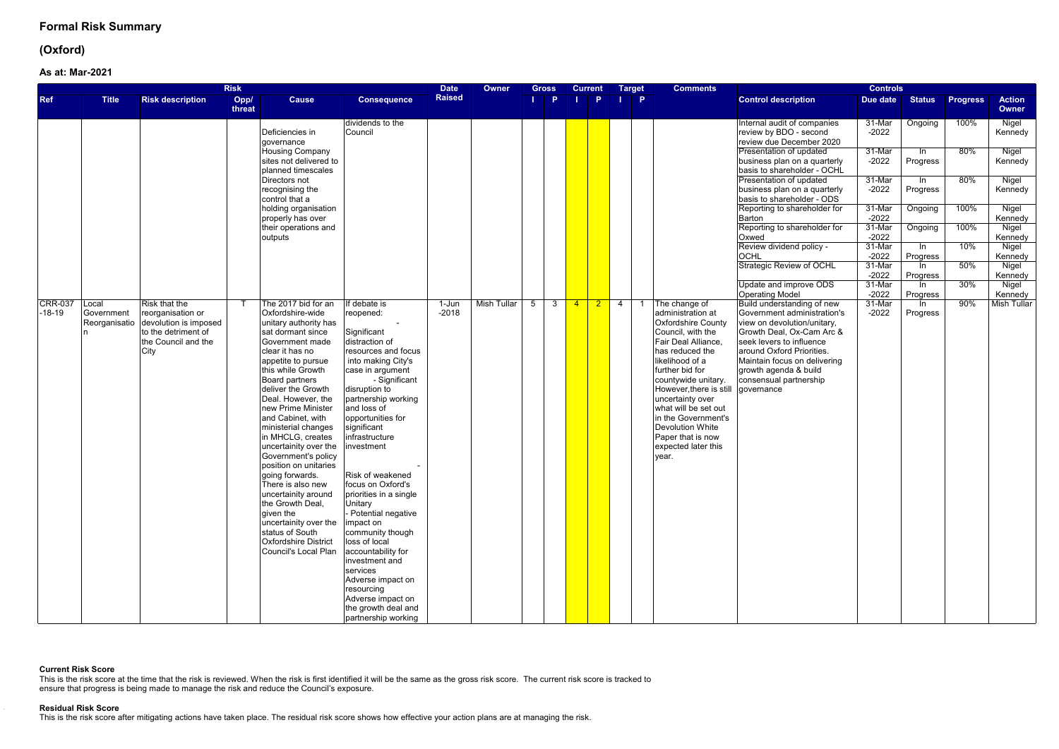# Formal Risk Summary

# (Oxford)

### As at: Mar-2021

| Risk | | | | | | Date Raised | Owner | Gross | | Current | | Target | | Comments | Controls | | | | |
|---|---|---|---|---|---|---|---|---|---|---|---|---|---|---|---|---|---|---|---|
| Ref | Title | Risk description | Opp/ threat | Cause | Consequence | | | I | P | I | P | I | P | | Control description | Due date | Status | Progress | Action Owner |
| | | | | Deficiencies in governance Housing Company sites not delivered to planned timescales Directors not recognising the control that a holding organisation properly has over their operations and outputs | dividends to the Council | | | | | | | | | | Internal audit of companies review by BDO - second review due December 2020 | 31-Mar -2022 | Ongoing | 100% | Nigel Kennedy |
| | | | | | | | | | | | | | | | Presentation of updated business plan on a quarterly basis to shareholder - OCHL | 31-Mar -2022 | In Progress | 80% | Nigel Kennedy |
| | | | | | | | | | | | | | | | Presentation of updated business plan on a quarterly basis to shareholder - ODS | 31-Mar -2022 | In Progress | 80% | Nigel Kennedy |
| | | | | | | | | | | | | | | | Reporting to shareholder for Barton | 31-Mar -2022 | Ongoing | 100% | Nigel Kennedy |
| | | | | | | | | | | | | | | | Reporting to shareholder for Oxwed | 31-Mar -2022 | Ongoing | 100% | Nigel Kennedy |
| | | | | | | | | | | | | | | | Review dividend policy - OCHL | 31-Mar -2022 | In Progress | 10% | Nigel Kennedy |
| | | | | | | | | | | | | | | | Strategic Review of OCHL | 31-Mar -2022 | In Progress | 50% | Nigel Kennedy |
| | | | | | | | | | | | | | | | Update and improve ODS Operating Model | 31-Mar -2022 | In Progress | 30% | Nigel Kennedy |
| CRR-037 -18-19 | Local Government Reorganisation | Risk that the reorganisation or devolution is imposed to the detriment of the Council and the City | T | The 2017 bid for an Oxfordshire-wide unitary authority has sat dormant since Government made clear it has no appetite to pursue this while Growth Board partners deliver the Growth Deal. However, the new Prime Minister and Cabinet, with ministerial changes in MHCLG, creates uncertainty over the Government's policy position on unitaries going forwards. There is also new uncertainty around the Growth Deal, given the uncertainty over the status of South Oxfordshire District Council's Local Plan | If debate is reopened: - Significant distraction of resources and focus into making City's case in argument - Significant disruption to partnership working and loss of opportunities for significant infrastructure investment - Risk of weakened focus on Oxford's priorities in a single Unitary - Potential negative impact on community though loss of local accountability for investment and services Adverse impact on resourcing Adverse impact on the growth deal and partnership working | 1-Jun -2018 | Mish Tullar | 5 | 3 | 4 | 2 | 4 | 1 | The change of administration at Oxfordshire County Council, with the Fair Deal Alliance, has reduced the likelihood of a further bid for countywide unitary. However,there is still uncertainty over what will be set out in the Government's Devolution White Paper that is now expected later this year. | Build understanding of new Government administration's view on devolution/unitary, Growth Deal, Ox-Cam Arc & seek levers to influence around Oxford Priorities. Maintain focus on delivering growth agenda & build consensual partnership governance | 31-Mar -2022 | In Progress | 90% | Mish Tullar |

**Current Risk Score**
This is the risk score at the time that the risk is reviewed. When the risk is first identified it will be the same as the gross risk score. The current risk score is tracked to ensure that progress is being made to manage the risk and reduce the Council's exposure.

**Residual Risk Score**
This is the risk score after mitigating actions have taken place. The residual risk score shows how effective your action plans are at managing the risk.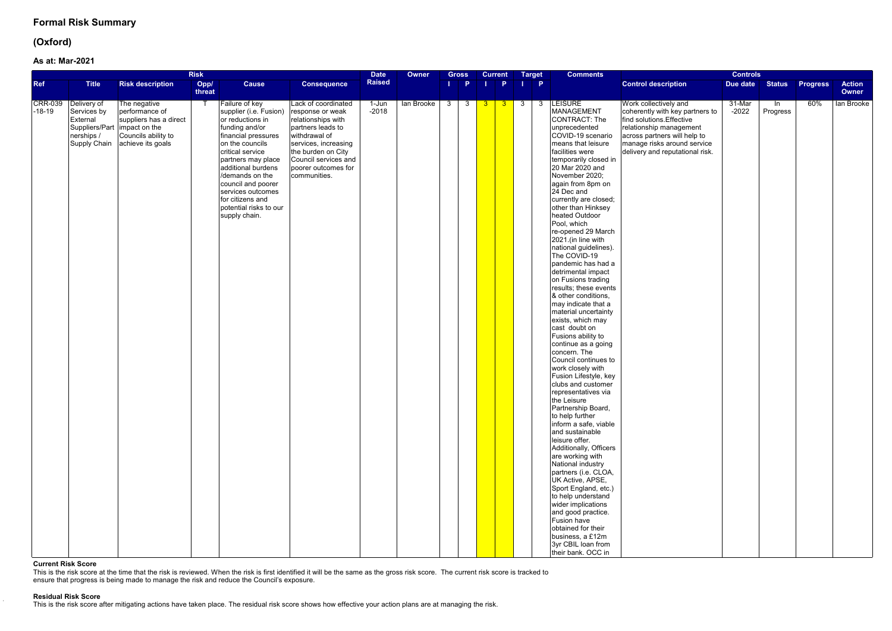## Formal Risk Summary

## (Oxford)

### As at: Mar-2021

| Risk | | | | | | Date Raised | Owner | Gross | | Current | | Target | | Comments | Controls | | | | |
|---|---|---|---|---|---|---|---|---|---|---|---|---|---|---|---|---|---|---|---|
| Ref | Title | Risk description | Opp/ threat | Cause | Consequence | | | I | P | I | P | I | P | | Control description | Due date | Status | Progress | Action Owner |
| CRR-039 -18-19 | Delivery of Services by External Suppliers/Partnerships / Supply Chain | The negative performance of suppliers has a direct impact on the Councils ability to achieve its goals | T | Failure of key supplier (i.e. Fusion) or reductions in funding and/or financial pressures on the councils critical service partners may place additional burdens /demands on the council and poorer services outcomes for citizens and potential risks to our supply chain. | Lack of coordinated response or weak relationships with partners leads to withdrawal of services, increasing the burden on City Council services and poorer outcomes for communities. | 1-Jun -2018 | Ian Brooke | 3 | 3 | 3 | 3 | 3 | 3 | LEISURE MANAGEMENT CONTRACT: The unprecedented COVID-19 scenario means that leisure facilities were temporarily closed in 20 Mar 2020 and November 2020; again from 8pm on 24 Dec and currently are closed; other than Hinksey heated Outdoor Pool, which re-opened 29 March 2021.(in line with national guidelines). The COVID-19 pandemic has had a detrimental impact on Fusions trading results; these events & other conditions, may indicate that a material uncertainty exists, which may cast doubt on Fusions ability to continue as a going concern. The Council continues to work closely with Fusion Lifestyle, key clubs and customer representatives via the Leisure Partnership Board, to help further inform a safe, viable and sustainable leisure offer. Additionally, Officers are working with National industry partners (i.e. CLOA, UK Active, APSE, Sport England, etc.) to help understand wider implications and good practice. Fusion have obtained for their business, a £12m 3yr CBIL loan from their bank. OCC in | Work collectively and coherently with key partners to find solutions.Effective relationship management across partners will help to manage risks around service delivery and reputational risk. | 31-Mar -2022 | In Progress | 60% | Ian Brooke |

**Current Risk Score**

This is the risk score at the time that the risk is reviewed. When the risk is first identified it will be the same as the gross risk score. The current risk score is tracked to ensure that progress is being made to manage the risk and reduce the Council's exposure.

**Residual Risk Score**

This is the risk score after mitigating actions have taken place. The residual risk score shows how effective your action plans are at managing the risk.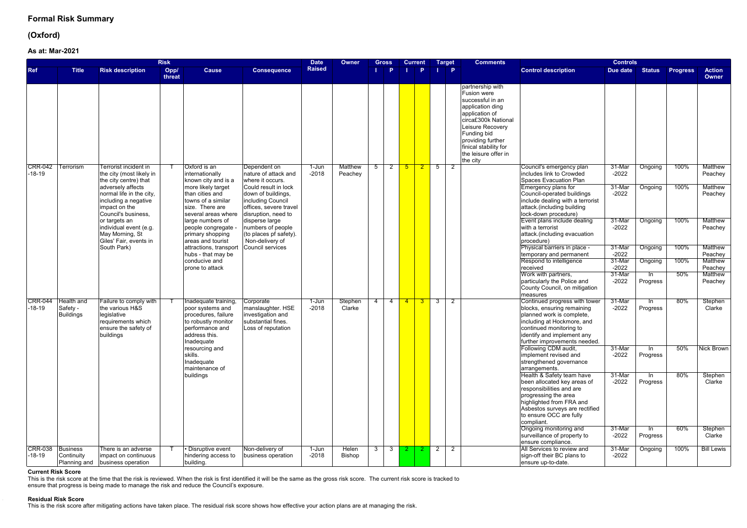# Formal Risk Summary

# (Oxford)

### As at: Mar-2021

| Risk | | | | | | Date Raised | Owner | Gross | | Current | | Target | | Comments | Controls | | | | |
|---|---|---|---|---|---|---|---|---|---|---|---|---|---|---|---|---|---|---|---|
| Ref | Title | Risk description | Opp/ threat | Cause | Consequence | | | I | P | I | P | I | P | | Control description | Due date | Status | Progress | Action Owner |
| | | | | | | | | | | | | | | partnership with Fusion were successful in an application ding application of circa£300k National Leisure Recovery Funding bid providing further finical stability for the leisure offer in the city | | | | | |
| CRR-042 -18-19 | Terrorism | Terrorist incident in the city (most likely in the city centre) that adversely affects normal life in the city, including a negative impact on the Council's business, or targets an individual event (e.g. May Morning, St Giles' Fair, events in South Park) | T | Oxford is an internationally known city and is a more likely target than cities and towns of a similar size. There are several areas where large numbers of people congregate - primary shopping areas and tourist attractions, transport hubs - that may be conducive and prone to attack | Dependent on nature of attack and where it occurs. Could result in lock down of buildings, including Council offices, severe travel disruption, need to disperse large numbers of people (to places pf safety). Non-delivery of Council services | 1-Jun -2018 | Matthew Peachey | 5 | 2 | 5 | 2 | 5 | 2 | | Council's emergency plan includes link to Crowded Spaces Evacuation Plan | 31-Mar -2022 | Ongoing | 100% | Matthew Peachey |
| | | | | | | | | | | | | | | | Emergency plans for Council-operated buildings include dealing with a terrorist attack.(including building lock-down procedure) | 31-Mar -2022 | Ongoing | 100% | Matthew Peachey |
| | | | | | | | | | | | | | | | Event plans include dealing with a terrorist attack.(including evacuation procedure) | 31-Mar -2022 | Ongoing | 100% | Matthew Peachey |
| | | | | | | | | | | | | | | | Physical barriers in place - temporary and permanent | 31-Mar -2022 | Ongoing | 100% | Matthew Peachey |
| | | | | | | | | | | | | | | | Respond to intelligence received | 31-Mar -2022 | Ongoing | 100% | Matthew Peachey |
| | | | | | | | | | | | | | | | Work with partners, particularly the Police and County Council, on mitigation measures | 31-Mar -2022 | In Progress | 50% | Matthew Peachey |
| CRR-044 -18-19 | Health and Safety - Buildings | Failure to comply with the various H&S legislative requirements which ensure the safety of buildings | T | Inadequate training, poor systems and procedures, failure to robustly monitor performance and address this. Inadequate resourcing and skills. Inadequate maintenance of buildings | Corporate manslaughter. HSE investigation and substantial fines. Loss of reputation | 1-Jun -2018 | Stephen Clarke | 4 | 4 | 4 | 3 | 3 | 2 | | Continued progress with tower blocks, ensuring remaining planned work is complete, including at Hockmore, and continued monitoring to identify and implement any further improvements needed. | 31-Mar -2022 | In Progress | 80% | Stephen Clarke |
| | | | | | | | | | | | | | | | Following CDM audit, implement revised and strengthened governance arrangements. | 31-Mar -2022 | In Progress | 50% | Nick Brown |
| | | | | | | | | | | | | | | | Health & Safety team have been allocated key areas of responsibilities and are progressing the area highlighted from FRA and Asbestos surveys are rectified to ensure OCC are fully compliant. | 31-Mar -2022 | In Progress | 80% | Stephen Clarke |
| | | | | | | | | | | | | | | | Ongoing monitoring and surveillance of property to ensure compliance. | 31-Mar -2022 | In Progress | 60% | Stephen Clarke |
| CRR-038 -18-19 | Business Continuity Planning and | There is an adverse impact on continuous business operation | T | • Disruptive event hindering access to building. | Non-delivery of business operation | 1-Jun -2018 | Helen Bishop | 3 | 3 | 2 | 2 | 2 | 2 | | All Services to review and sign-off their BC plans to ensure up-to-date. | 31-Mar -2022 | Ongoing | 100% | Bill Lewis |

**Current Risk Score**

This is the risk score at the time that the risk is reviewed. When the risk is first identified it will be the same as the gross risk score. The current risk score is tracked to ensure that progress is being made to manage the risk and reduce the Council's exposure.

**Residual Risk Score**

This is the risk score after mitigating actions have taken place. The residual risk score shows how effective your action plans are at managing the risk.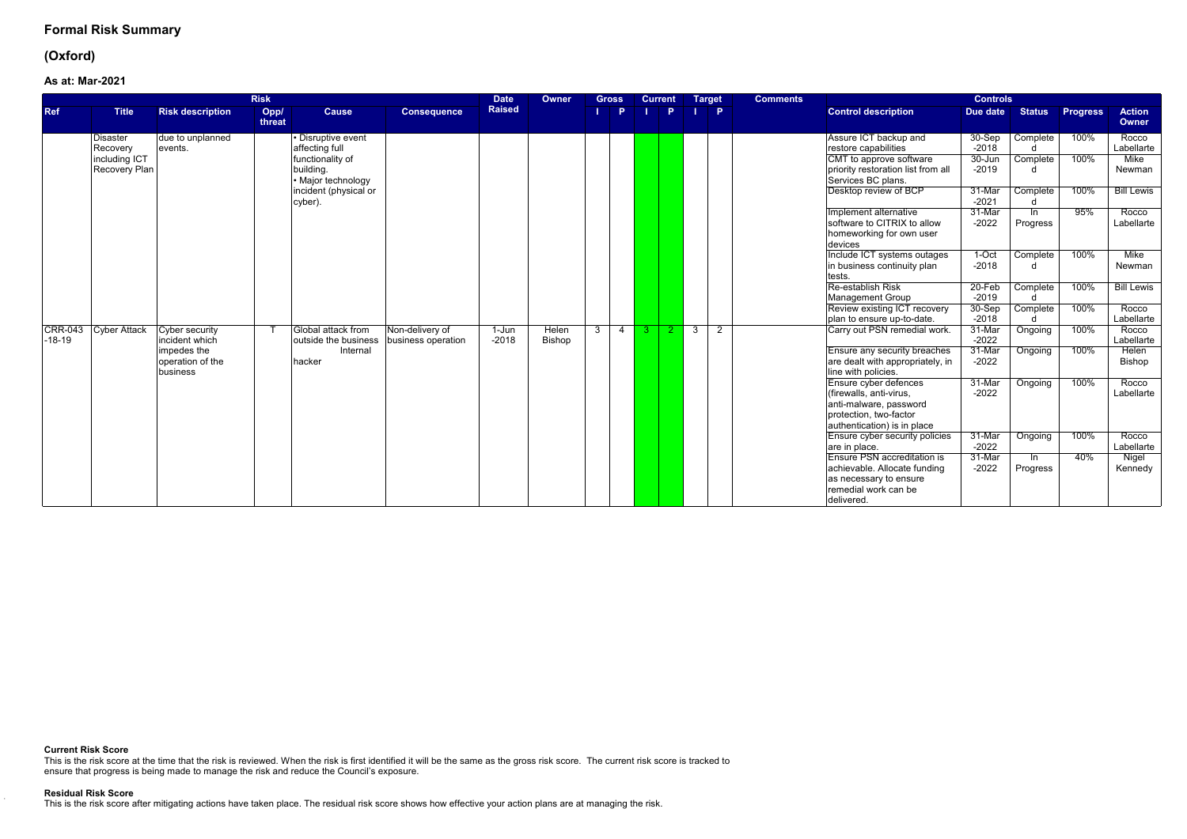# Formal Risk Summary

## (Oxford)

### As at: Mar-2021

| Risk | | | | | | Date Raised | Owner | Gross | | Current | | Target | | Comments | Controls | | | | |
|---|---|---|---|---|---|---|---|---|---|---|---|---|---|---|---|---|---|---|---|
| Ref | Title | Risk description | Opp/ threat | Cause | Consequence | | | I | P | I | P | I | P | | Control description | Due date | Status | Progress | Action Owner |
| | Disaster Recovery including ICT Recovery Plan | due to unplanned events. | | • Disruptive event affecting full functionality of building. • Major technology incident (physical or cyber). | | | | | | | | | | | Assure ICT backup and restore capabilities | 30-Sep -2018 | Completed | 100% | Rocco Labellarte |
| | | | | | | | | | | | | | | | CMT to approve software priority restoration list from all Services BC plans. | 30-Jun -2019 | Completed | 100% | Mike Newman |
| | | | | | | | | | | | | | | | Desktop review of BCP | 31-Mar -2021 | Completed | 100% | Bill Lewis |
| | | | | | | | | | | | | | | | Implement alternative software to CITRIX to allow homeworking for own user devices | 31-Mar -2022 | In Progress | 95% | Rocco Labellarte |
| | | | | | | | | | | | | | | | Include ICT systems outages in business continuity plan tests. | 1-Oct -2018 | Completed | 100% | Mike Newman |
| | | | | | | | | | | | | | | | Re-establish Risk Management Group | 20-Feb -2019 | Completed | 100% | Bill Lewis |
| | | | | | | | | | | | | | | | Review existing ICT recovery plan to ensure up-to-date. | 30-Sep -2018 | Completed | 100% | Rocco Labellarte |
| CRR-043 -18-19 | Cyber Attack | Cyber security incident which impedes the operation of the business | T | Global attack from outside the business Internal hacker | Non-delivery of business operation | 1-Jun -2018 | Helen Bishop | 3 | 4 | 3 | 2 | 3 | 2 | | Carry out PSN remedial work. | 31-Mar -2022 | Ongoing | 100% | Rocco Labellarte |
| | | | | | | | | | | | | | | | Ensure any security breaches are dealt with appropriately, in line with policies. | 31-Mar -2022 | Ongoing | 100% | Helen Bishop |
| | | | | | | | | | | | | | | | Ensure cyber defences (firewalls, anti-virus, anti-malware, password protection, two-factor authentication) is in place | 31-Mar -2022 | Ongoing | 100% | Rocco Labellarte |
| | | | | | | | | | | | | | | | Ensure cyber security policies are in place. | 31-Mar -2022 | Ongoing | 100% | Rocco Labellarte |
| | | | | | | | | | | | | | | | Ensure PSN accreditation is achievable. Allocate funding as necessary to ensure remedial work can be delivered. | 31-Mar -2022 | In Progress | 40% | Nigel Kennedy |

**Current Risk Score**
This is the risk score at the time that the risk is reviewed. When the risk is first identified it will be the same as the gross risk score. The current risk score is tracked to ensure that progress is being made to manage the risk and reduce the Council's exposure.

**Residual Risk Score**
This is the risk score after mitigating actions have taken place. The residual risk score shows how effective your action plans are at managing the risk.